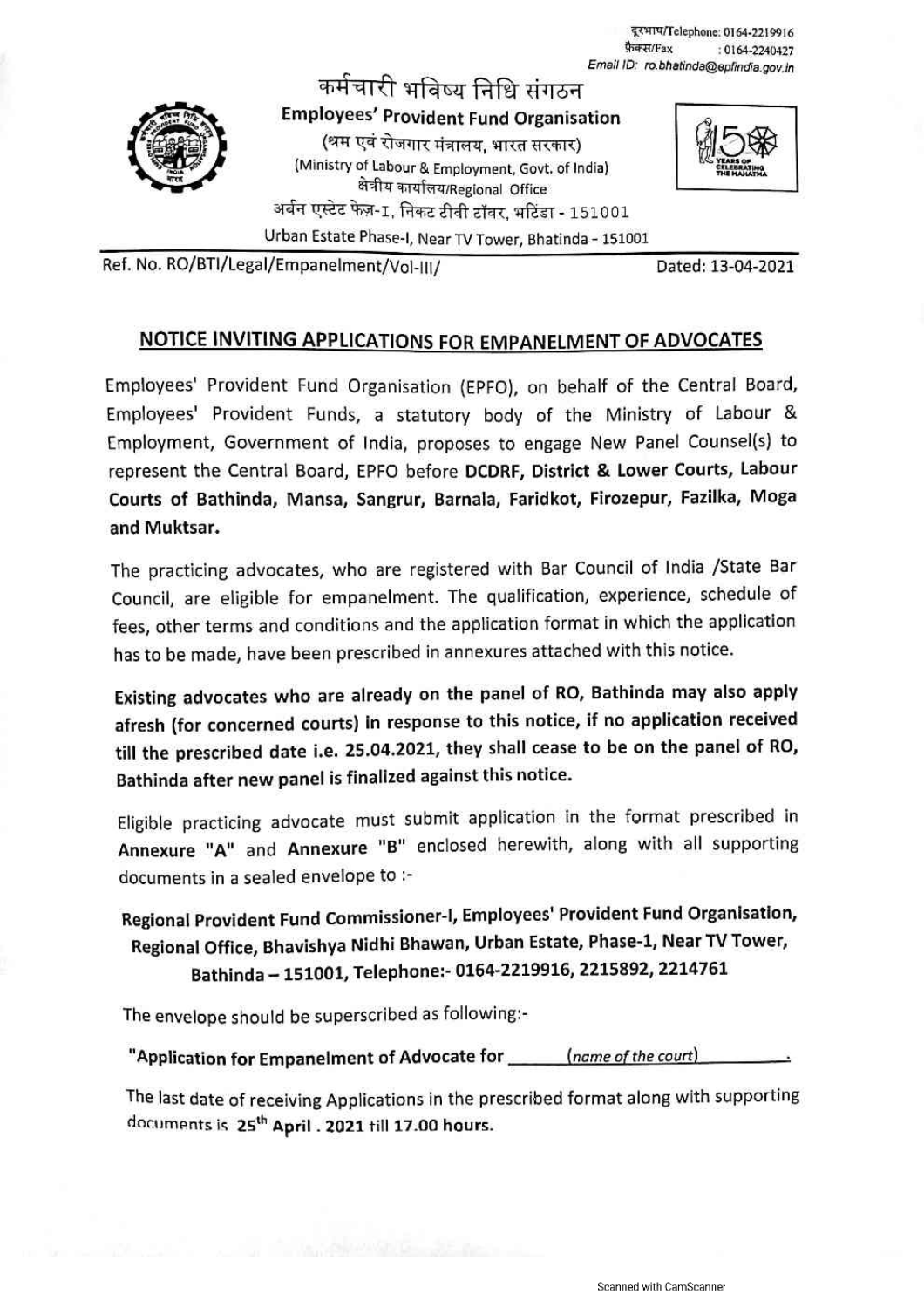दूरभाष/Telephone: 0164-2219916
फ़ैक्स/Fax : 0164-2240427
Email ID: ro.bhatinda@epfindia.gov.in

# कर्मचारी भविष्य निधि संगठन

**Employees' Provident Fund Organisation**

(श्रम एवं रोजगार मंत्रालय, भारत सरकार)
(Ministry of Labour & Employment, Govt. of India)
क्षेत्रीय कार्यालय/Regional Office
अर्बन एस्टेट फेज़-I, निकट टीवी टॉवर, भटिंडा - 151001
Urban Estate Phase-I, Near TV Tower, Bhatinda - 151001

Ref. No. RO/BTI/Legal/Empanelment/Vol-III/ Dated: 13-04-2021

## NOTICE INVITING APPLICATIONS FOR EMPANELMENT OF ADVOCATES

Employees' Provident Fund Organisation (EPFO), on behalf of the Central Board, Employees' Provident Funds, a statutory body of the Ministry of Labour & Employment, Government of India, proposes to engage New Panel Counsel(s) to represent the Central Board, EPFO before **DCDRF, District & Lower Courts, Labour Courts of Bathinda, Mansa, Sangrur, Barnala, Faridkot, Firozepur, Fazilka, Moga and Muktsar.**

The practicing advocates, who are registered with Bar Council of India /State Bar Council, are eligible for empanelment. The qualification, experience, schedule of fees, other terms and conditions and the application format in which the application has to be made, have been prescribed in annexures attached with this notice.

**Existing advocates who are already on the panel of RO, Bathinda may also apply afresh (for concerned courts) in response to this notice, if no application received till the prescribed date i.e. 25.04.2021, they shall cease to be on the panel of RO, Bathinda after new panel is finalized against this notice.**

Eligible practicing advocate must submit application in the format prescribed in **Annexure "A"** and **Annexure "B"** enclosed herewith, along with all supporting documents in a sealed envelope to :-

**Regional Provident Fund Commissioner-I, Employees' Provident Fund Organisation, Regional Office, Bhavishya Nidhi Bhawan, Urban Estate, Phase-1, Near TV Tower, Bathinda – 151001, Telephone:- 0164-2219916, 2215892, 2214761**

The envelope should be superscribed as following:-

**"Application for Empanelment of Advocate for** ______*(name of the court)*______.

The last date of receiving Applications in the prescribed format along with supporting documents is **25th April . 2021 till 17.00 hours.**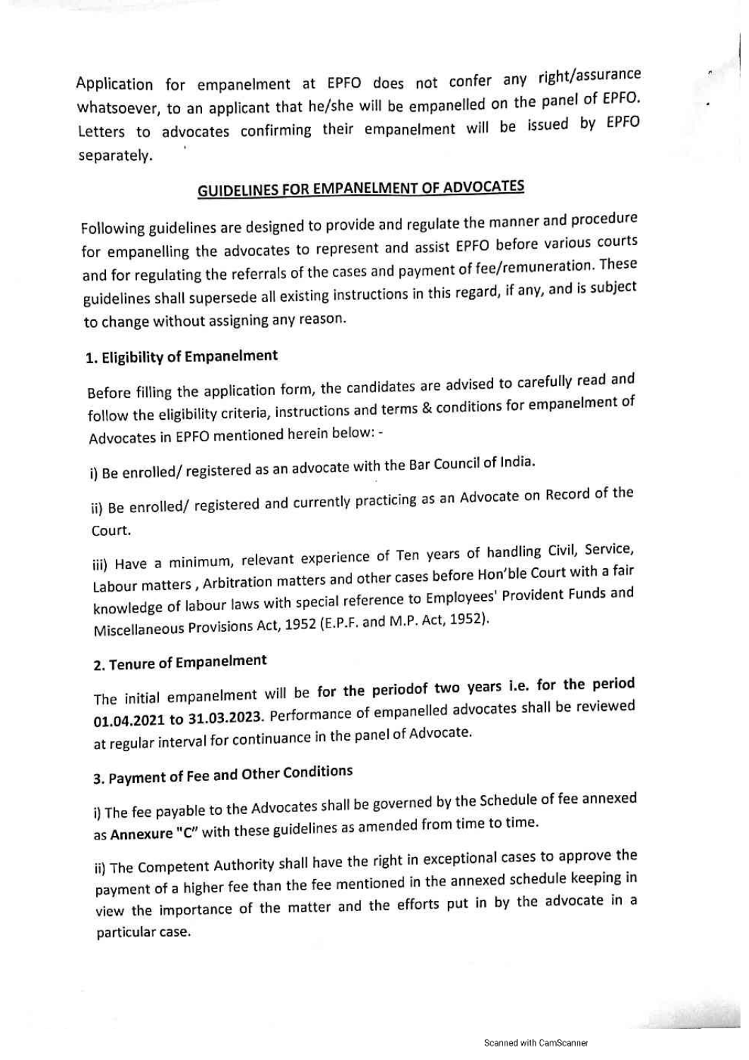Application for empanelment at EPFO does not confer any right/assurance whatsoever, to an applicant that he/she will be empanelled on the panel of EPFO. Letters to advocates confirming their empanelment will be issued by EPFO separately.

## GUIDELINES FOR EMPANELMENT OF ADVOCATES

Following guidelines are designed to provide and regulate the manner and procedure for empanelling the advocates to represent and assist EPFO before various courts and for regulating the referrals of the cases and payment of fee/remuneration. These guidelines shall supersede all existing instructions in this regard, if any, and is subject to change without assigning any reason.

### 1. Eligibility of Empanelment

Before filling the application form, the candidates are advised to carefully read and follow the eligibility criteria, instructions and terms & conditions for empanelment of Advocates in EPFO mentioned herein below: -

i) Be enrolled/ registered as an advocate with the Bar Council of India.

ii) Be enrolled/ registered and currently practicing as an Advocate on Record of the Court.

iii) Have a minimum, relevant experience of Ten years of handling Civil, Service, Labour matters , Arbitration matters and other cases before Hon'ble Court with a fair knowledge of labour laws with special reference to Employees' Provident Funds and Miscellaneous Provisions Act, 1952 (E.P.F. and M.P. Act, 1952).

### 2. Tenure of Empanelment

The initial empanelment will be **for the periodof two years i.e. for the period 01.04.2021 to 31.03.2023**. Performance of empanelled advocates shall be reviewed at regular interval for continuance in the panel of Advocate.

### 3. Payment of Fee and Other Conditions

i) The fee payable to the Advocates shall be governed by the Schedule of fee annexed as **Annexure "C"** with these guidelines as amended from time to time.

ii) The Competent Authority shall have the right in exceptional cases to approve the payment of a higher fee than the fee mentioned in the annexed schedule keeping in view the importance of the matter and the efforts put in by the advocate in a particular case.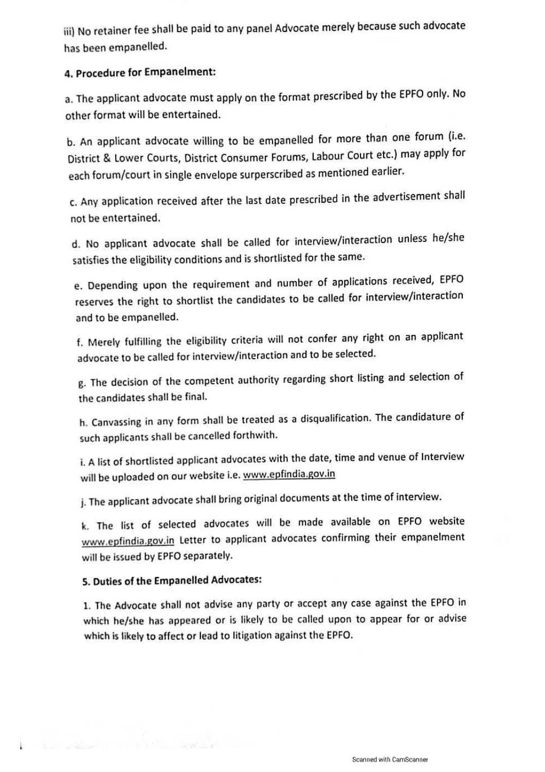iii) No retainer fee shall be paid to any panel Advocate merely because such advocate has been empanelled.

**4. Procedure for Empanelment:**

a. The applicant advocate must apply on the format prescribed by the EPFO only. No other format will be entertained.

b. An applicant advocate willing to be empanelled for more than one forum (i.e. District & Lower Courts, District Consumer Forums, Labour Court etc.) may apply for each forum/court in single envelope surperscribed as mentioned earlier.

c. Any application received after the last date prescribed in the advertisement shall not be entertained.

d. No applicant advocate shall be called for interview/interaction unless he/she satisfies the eligibility conditions and is shortlisted for the same.

e. Depending upon the requirement and number of applications received, EPFO reserves the right to shortlist the candidates to be called for interview/interaction and to be empanelled.

f. Merely fulfilling the eligibility criteria will not confer any right on an applicant advocate to be called for interview/interaction and to be selected.

g. The decision of the competent authority regarding short listing and selection of the candidates shall be final.

h. Canvassing in any form shall be treated as a disqualification. The candidature of such applicants shall be cancelled forthwith.

i. A list of shortlisted applicant advocates with the date, time and venue of Interview will be uploaded on our website i.e. www.epfindia.gov.in

j. The applicant advocate shall bring original documents at the time of interview.

k. The list of selected advocates will be made available on EPFO website www.epfindia.gov.in Letter to applicant advocates confirming their empanelment will be issued by EPFO separately.

**5. Duties of the Empanelled Advocates:**

1. The Advocate shall not advise any party or accept any case against the EPFO in which he/she has appeared or is likely to be called upon to appear for or advise which is likely to affect or lead to litigation against the EPFO.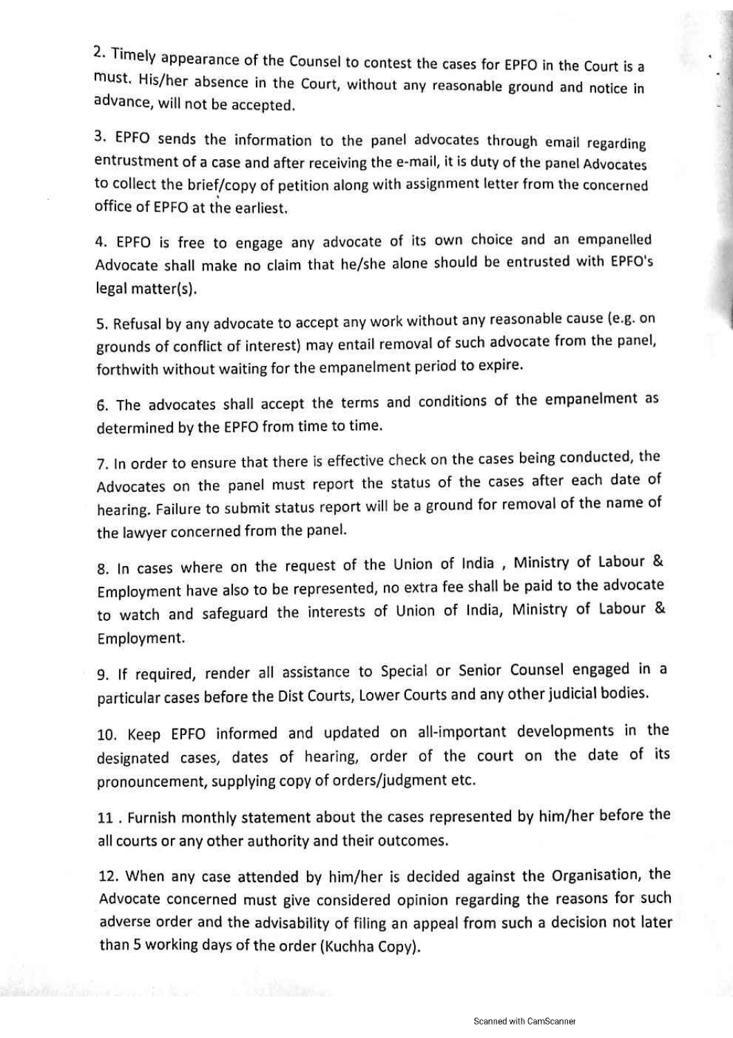2. Timely appearance of the Counsel to contest the cases for EPFO in the Court is a must. His/her absence in the Court, without any reasonable ground and notice in advance, will not be accepted.

3. EPFO sends the information to the panel advocates through email regarding entrustment of a case and after receiving the e-mail, it is duty of the panel Advocates to collect the brief/copy of petition along with assignment letter from the concerned office of EPFO at the earliest.

4. EPFO is free to engage any advocate of its own choice and an empanelled Advocate shall make no claim that he/she alone should be entrusted with EPFO's legal matter(s).

5. Refusal by any advocate to accept any work without any reasonable cause (e.g. on grounds of conflict of interest) may entail removal of such advocate from the panel, forthwith without waiting for the empanelment period to expire.

6. The advocates shall accept the terms and conditions of the empanelment as determined by the EPFO from time to time.

7. In order to ensure that there is effective check on the cases being conducted, the Advocates on the panel must report the status of the cases after each date of hearing. Failure to submit status report will be a ground for removal of the name of the lawyer concerned from the panel.

8. In cases where on the request of the Union of India , Ministry of Labour & Employment have also to be represented, no extra fee shall be paid to the advocate to watch and safeguard the interests of Union of India, Ministry of Labour & Employment.

9. If required, render all assistance to Special or Senior Counsel engaged in a particular cases before the Dist Courts, Lower Courts and any other judicial bodies.

10. Keep EPFO informed and updated on all-important developments in the designated cases, dates of hearing, order of the court on the date of its pronouncement, supplying copy of orders/judgment etc.

11 . Furnish monthly statement about the cases represented by him/her before the all courts or any other authority and their outcomes.

12. When any case attended by him/her is decided against the Organisation, the Advocate concerned must give considered opinion regarding the reasons for such adverse order and the advisability of filing an appeal from such a decision not later than 5 working days of the order (Kuchha Copy).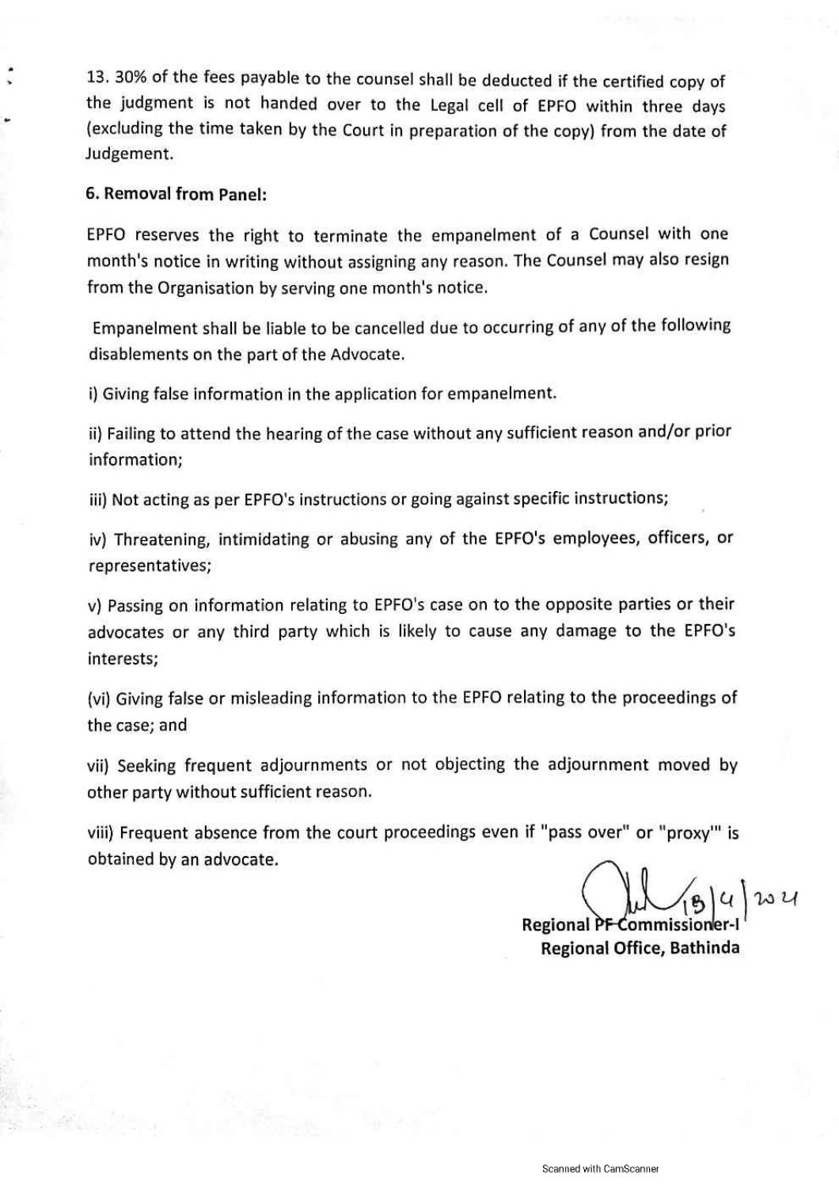13. 30% of the fees payable to the counsel shall be deducted if the certified copy of the judgment is not handed over to the Legal cell of EPFO within three days (excluding the time taken by the Court in preparation of the copy) from the date of Judgement.

**6. Removal from Panel:**

EPFO reserves the right to terminate the empanelment of a Counsel with one month's notice in writing without assigning any reason. The Counsel may also resign from the Organisation by serving one month's notice.

Empanelment shall be liable to be cancelled due to occurring of any of the following disablements on the part of the Advocate.

i) Giving false information in the application for empanelment.

ii) Failing to attend the hearing of the case without any sufficient reason and/or prior information;

iii) Not acting as per EPFO's instructions or going against specific instructions;

iv) Threatening, intimidating or abusing any of the EPFO's employees, officers, or representatives;

v) Passing on information relating to EPFO's case on to the opposite parties or their advocates or any third party which is likely to cause any damage to the EPFO's interests;

(vi) Giving false or misleading information to the EPFO relating to the proceedings of the case; and

vii) Seeking frequent adjournments or not objecting the adjournment moved by other party without sufficient reason.

viii) Frequent absence from the court proceedings even if "pass over" or "proxy'" is obtained by an advocate.

18/4/2024

**Regional PF Commissioner-I**
**Regional Office, Bathinda**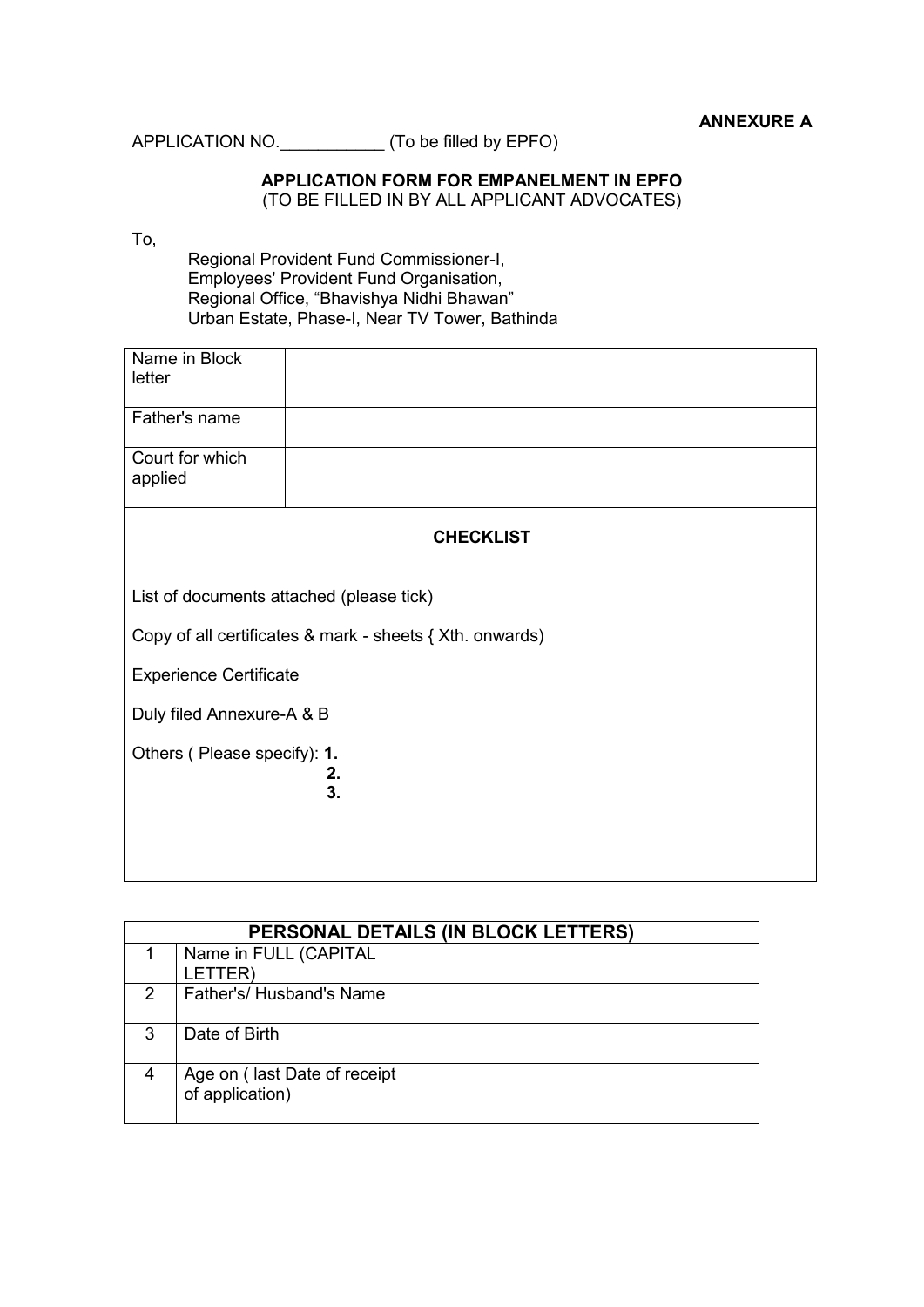**ANNEXURE A**

APPLICATION NO.___________ (To be filled by EPFO)

**APPLICATION FORM FOR EMPANELMENT IN EPFO**
(TO BE FILLED IN BY ALL APPLICANT ADVOCATES)

To,

Regional Provident Fund Commissioner-I,
Employees' Provident Fund Organisation,
Regional Office, "Bhavishya Nidhi Bhawan"
Urban Estate, Phase-I, Near TV Tower, Bathinda

| Name in Block letter | |
|---|---|
| Father's name | |
| Court for which applied | |

**CHECKLIST**

List of documents attached (please tick)

Copy of all certificates & mark - sheets { Xth. onwards)

Experience Certificate

Duly filed Annexure-A & B

Others ( Please specify): **1.**
**2.**
**3.**

| PERSONAL DETAILS (IN BLOCK LETTERS) | | |
|---|---|---|
| 1 | Name in FULL (CAPITAL LETTER) | |
| 2 | Father's/ Husband's Name | |
| 3 | Date of Birth | |
| 4 | Age on ( last Date of receipt of application) | |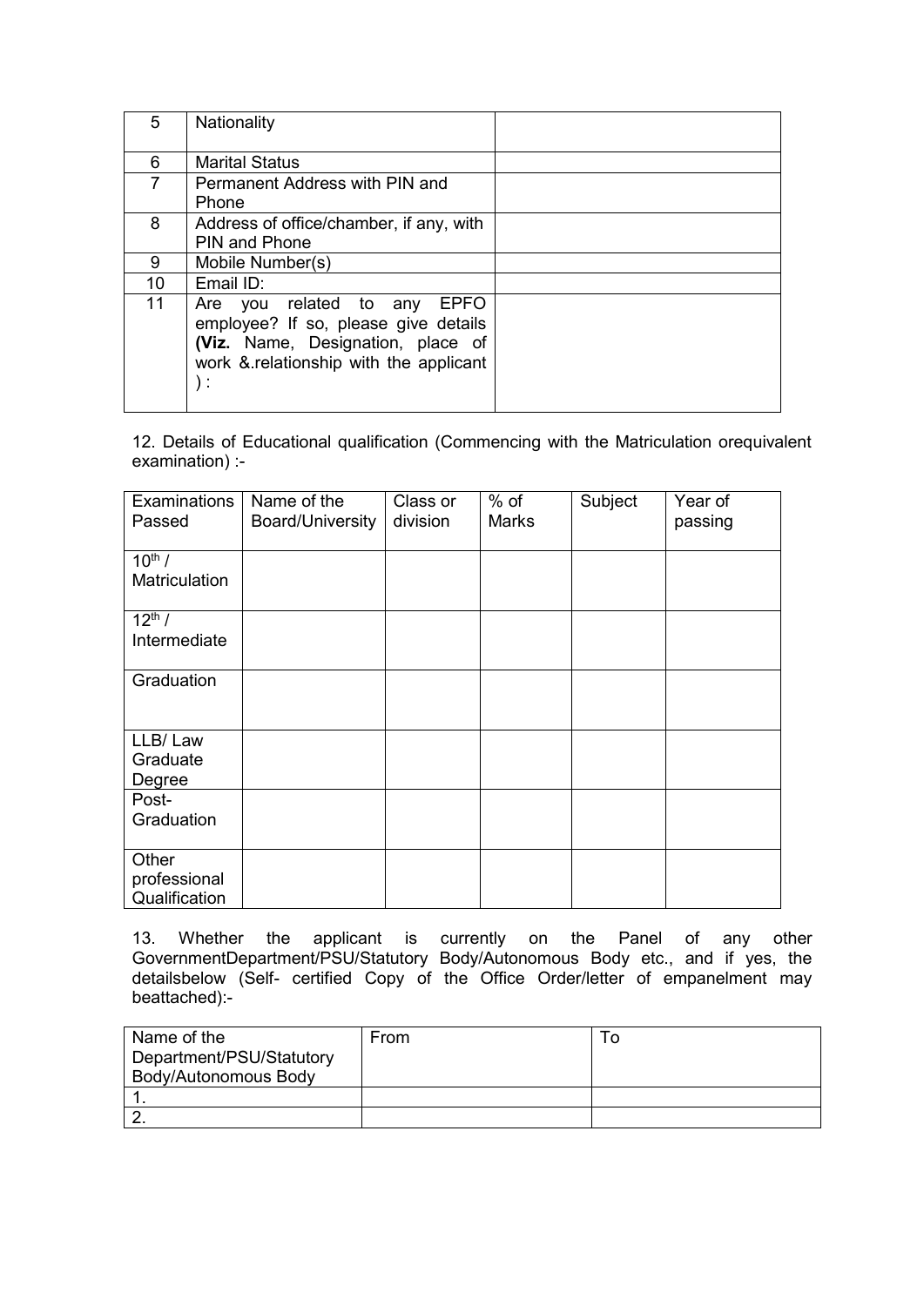| 5 | Nationality | |
|---|---|---|
| 6 | Marital Status | |
| 7 | Permanent Address with PIN and Phone | |
| 8 | Address of office/chamber, if any, with PIN and Phone | |
| 9 | Mobile Number(s) | |
| 10 | Email ID: | |
| 11 | Are you related to any EPFO employee? If so, please give details **(Viz.** Name, Designation, place of work &.relationship with the applicant ) : | |

12. Details of Educational qualification (Commencing with the Matriculation orequivalent examination) :-

| Examinations Passed | Name of the Board/University | Class or division | % of Marks | Subject | Year of passing |
|---|---|---|---|---|---|
| $10^{th}$ / Matriculation | | | | | |
| $12^{th}$ / Intermediate | | | | | |
| Graduation | | | | | |
| LLB/ Law Graduate Degree | | | | | |
| Post-Graduation | | | | | |
| Other professional Qualification | | | | | |

13. Whether the applicant is currently on the Panel of any other GovernmentDepartment/PSU/Statutory Body/Autonomous Body etc., and if yes, the detailsbelow (Self- certified Copy of the Office Order/letter of empanelment may beattached):-

| Name of the Department/PSU/Statutory Body/Autonomous Body | From | To |
|---|---|---|
| 1. | | |
| 2. | | |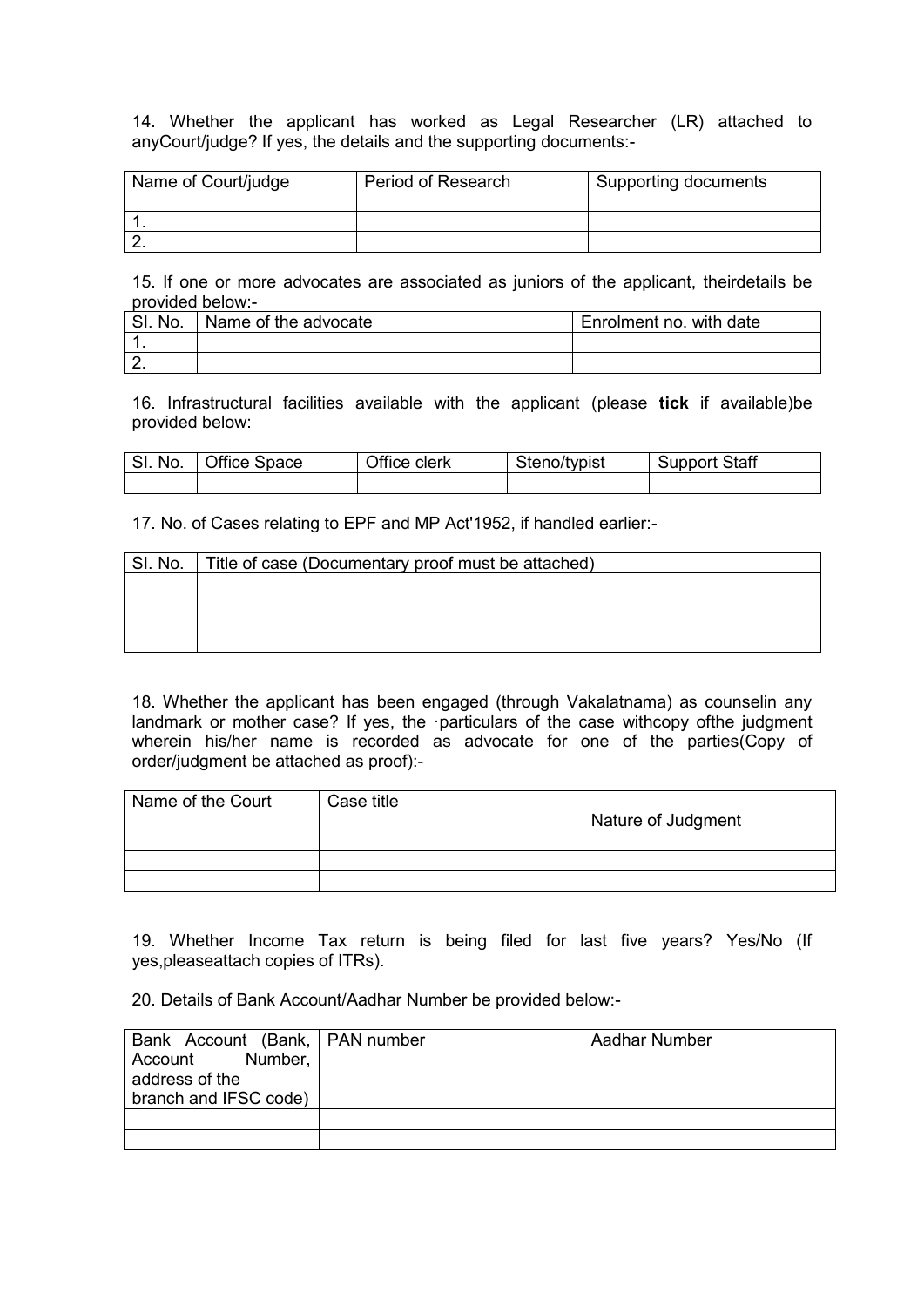14. Whether the applicant has worked as Legal Researcher (LR) attached to anyCourt/judge? If yes, the details and the supporting documents:-

| Name of Court/judge | Period of Research | Supporting documents |
|---|---|---|
| 1. | | |
| 2. | | |

15. If one or more advocates are associated as juniors of the applicant, theirdetails be provided below:-

| Sl. No. | Name of the advocate | Enrolment no. with date |
|---|---|---|
| 1. | | |
| 2. | | |

16. Infrastructural facilities available with the applicant (please **tick** if available)be provided below:

| Sl. No. | Office Space | Office clerk | Steno/typist | Support Staff |
|---|---|---|---|---|
| | | | | |

17. No. of Cases relating to EPF and MP Act'1952, if handled earlier:-

| Sl. No. | Title of case (Documentary proof must be attached) |
|---|---|
| | |

18. Whether the applicant has been engaged (through Vakalatnama) as counselin any landmark or mother case? If yes, the ·particulars of the case withcopy ofthe judgment wherein his/her name is recorded as advocate for one of the parties(Copy of order/judgment be attached as proof):-

| Name of the Court | Case title | Nature of Judgment |
|---|---|---|
| | | |
| | | |

19. Whether Income Tax return is being filed for last five years? Yes/No (If yes,pleaseattach copies of ITRs).

20. Details of Bank Account/Aadhar Number be provided below:-

| Bank Account (Bank, Account Number, address of the branch and IFSC code) | PAN number | Aadhar Number |
|---|---|---|
| | | |
| | | |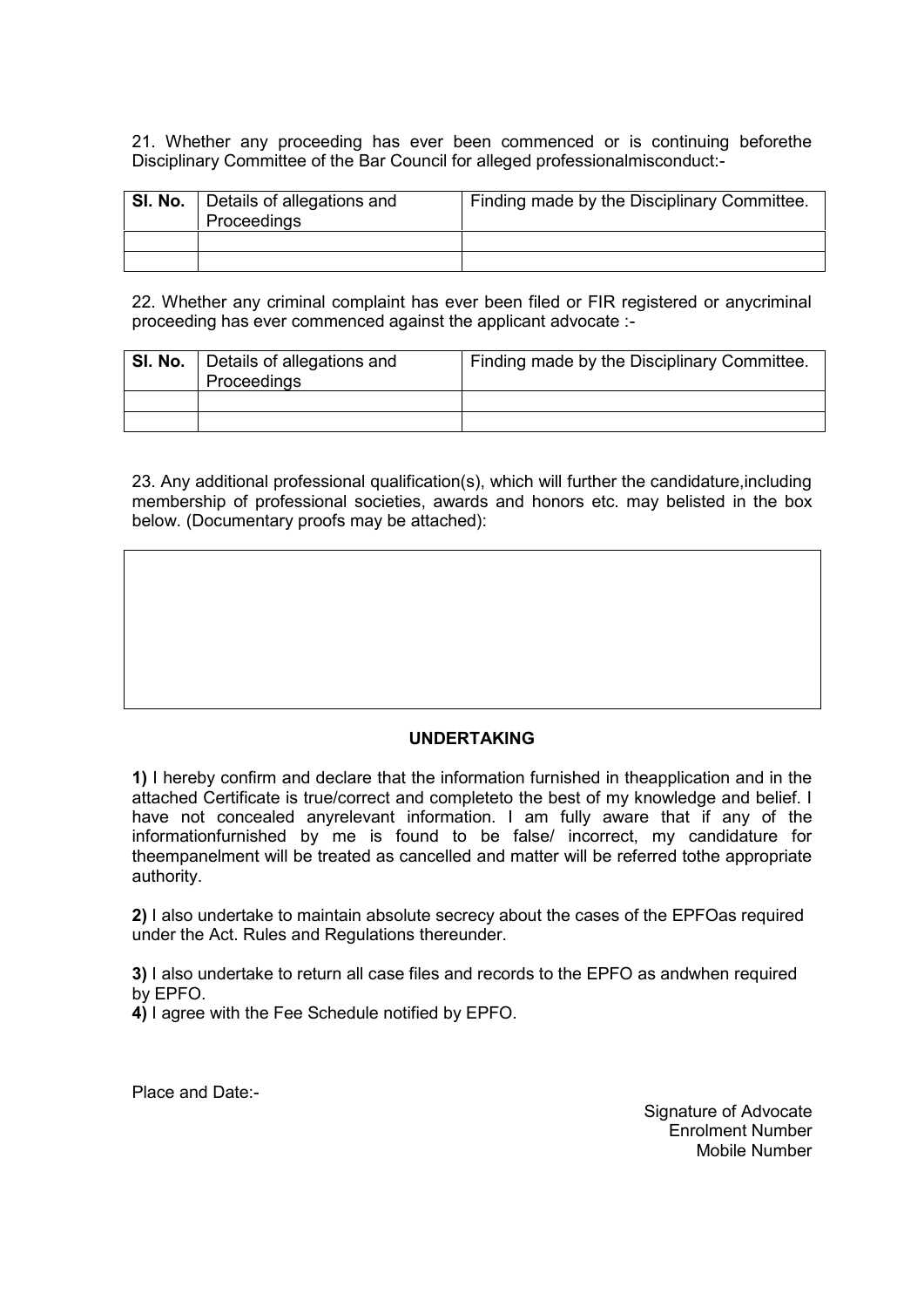21. Whether any proceeding has ever been commenced or is continuing beforethe Disciplinary Committee of the Bar Council for alleged professionalmisconduct:-

| **Sl. No.** | Details of allegations and Proceedings | Finding made by the Disciplinary Committee. |
|---|---|---|
| | | |
| | | |

22. Whether any criminal complaint has ever been filed or FIR registered or anycriminal proceeding has ever commenced against the applicant advocate :-

| **Sl. No.** | Details of allegations and Proceedings | Finding made by the Disciplinary Committee. |
|---|---|---|
| | | |
| | | |

23. Any additional professional qualification(s), which will further the candidature,including membership of professional societies, awards and honors etc. may belisted in the box below. (Documentary proofs may be attached):

| |
|---|
| |

**UNDERTAKING**

**1)** I hereby confirm and declare that the information furnished in theapplication and in the attached Certificate is true/correct and completeto the best of my knowledge and belief. I have not concealed anyrelevant information. I am fully aware that if any of the informationfurnished by me is found to be false/ incorrect, my candidature for theempanelment will be treated as cancelled and matter will be referred tothe appropriate authority.

**2)** I also undertake to maintain absolute secrecy about the cases of the EPFOas required under the Act. Rules and Regulations thereunder.

**3)** I also undertake to return all case files and records to the EPFO as andwhen required by EPFO.

**4)** I agree with the Fee Schedule notified by EPFO.

Place and Date:-

Signature of Advocate
Enrolment Number
Mobile Number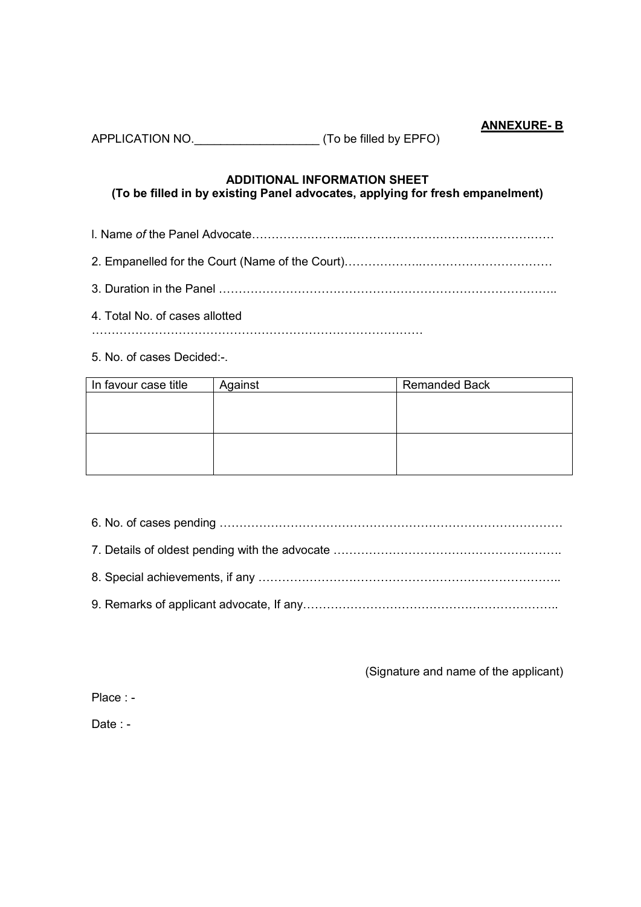**ANNEXURE- B**

APPLICATION NO.__________________ (To be filled by EPFO)

**ADDITIONAL INFORMATION SHEET**
**(To be filled in by existing Panel advocates, applying for fresh empanelment)**

l. Name *of* the Panel Advocate…………………..…………………………………………

2. Empanelled for the Court (Name of the Court)……………….……………………………

3. Duration in the Panel ………………………………………………………………………..

4. Total No. of cases allotted
…………………………………………………………………………

5. No. of cases Decided:-.

| In favour case title | Against | Remanded Back |
|---|---|---|
| | | |
| | | |

6. No. of cases pending ……………………………………………………………………………

7. Details of oldest pending with the advocate ……………………………………………….

8. Special achievements, if any ………………………………………………………………..

9. Remarks of applicant advocate, If any………………………………………………………..

(Signature and name of the applicant)

Place : -

Date : -